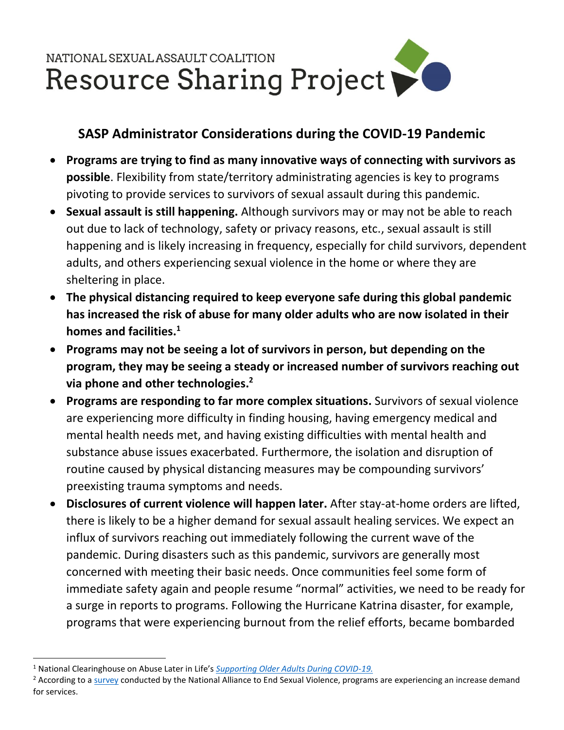NATIONAL SEXUAL ASSAULT COALITION

Resource Sharing Project

## SASP Administrator Considerations during the COVID-19 Pandemic

- **Programs are trying to find as many innovative ways of connecting with survivors as possible**. Flexibility from state/territory administrating agencies is key to programs pivoting to provide services to survivors of sexual assault during this pandemic.
- **Sexual assault is still happening.** Although survivors may or may not be able to reach out due to lack of technology, safety or privacy reasons, etc., sexual assault is still happening and is likely increasing in frequency, especially for child survivors, dependent adults, and others experiencing sexual violence in the home or where they are sheltering in place.
- **The physical distancing required to keep everyone safe during this global pandemic has increased the risk of abuse for many older adults who are now isolated in their homes and facilities.[1]**
- **Programs may not be seeing a lot of survivors in person, but depending on the program, they may be seeing a steady or increased number of survivors reaching out via phone and other technologies.[2]**
- **Programs are responding to far more complex situations.** Survivors of sexual violence are experiencing more difficulty in finding housing, having emergency medical and mental health needs met, and having existing difficulties with mental health and substance abuse issues exacerbated. Furthermore, the isolation and disruption of routine caused by physical distancing measures may be compounding survivors' preexisting trauma symptoms and needs.
- **Disclosures of current violence will happen later.** After stay-at-home orders are lifted, there is likely to be a higher demand for sexual assault healing services. We expect an influx of survivors reaching out immediately following the current wave of the pandemic. During disasters such as this pandemic, survivors are generally most concerned with meeting their basic needs. Once communities feel some form of immediate safety again and people resume "normal" activities, we need to be ready for a surge in reports to programs. Following the Hurricane Katrina disaster, for example, programs that were experiencing burnout from the relief efforts, became bombarded

---

[1] National Clearinghouse on Abuse Later in Life's *Supporting Older Adults During COVID-19.*

[2] According to a survey conducted by the National Alliance to End Sexual Violence, programs are experiencing an increase demand for services.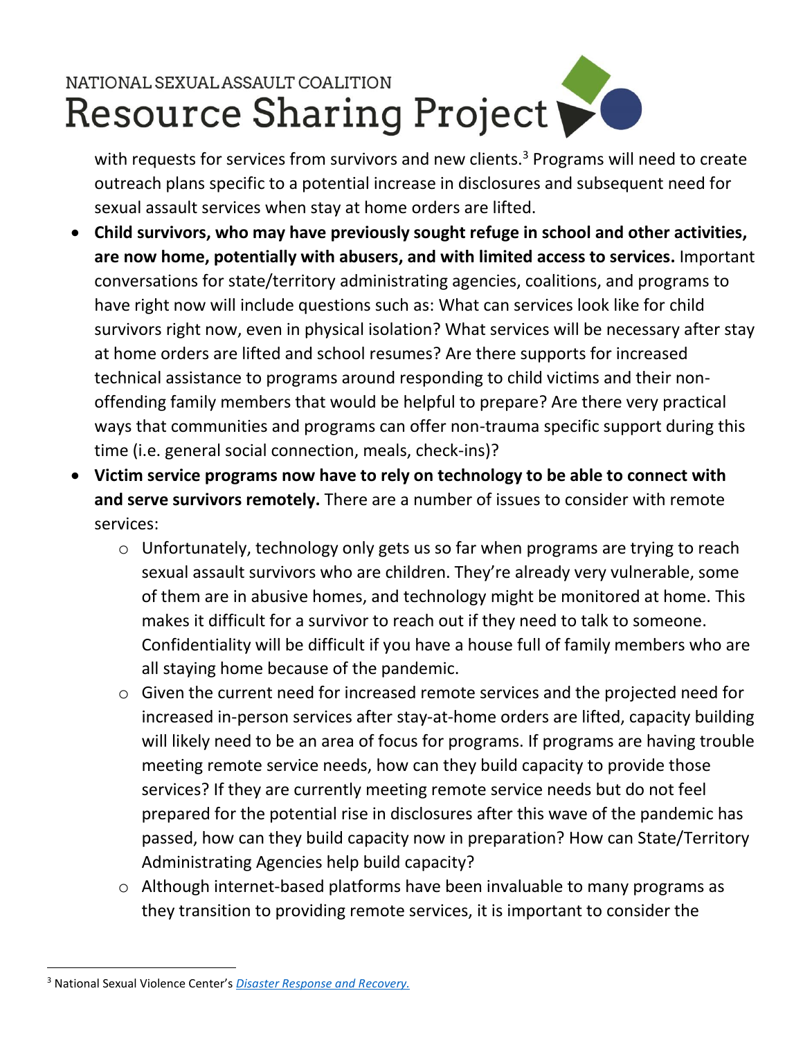with requests for services from survivors and new clients.[3] Programs will need to create outreach plans specific to a potential increase in disclosures and subsequent need for sexual assault services when stay at home orders are lifted.

- **Child survivors, who may have previously sought refuge in school and other activities, are now home, potentially with abusers, and with limited access to services.** Important conversations for state/territory administrating agencies, coalitions, and programs to have right now will include questions such as: What can services look like for child survivors right now, even in physical isolation? What services will be necessary after stay at home orders are lifted and school resumes? Are there supports for increased technical assistance to programs around responding to child victims and their non-offending family members that would be helpful to prepare? Are there very practical ways that communities and programs can offer non-trauma specific support during this time (i.e. general social connection, meals, check-ins)?
- **Victim service programs now have to rely on technology to be able to connect with and serve survivors remotely.** There are a number of issues to consider with remote services:
  - Unfortunately, technology only gets us so far when programs are trying to reach sexual assault survivors who are children. They're already very vulnerable, some of them are in abusive homes, and technology might be monitored at home. This makes it difficult for a survivor to reach out if they need to talk to someone. Confidentiality will be difficult if you have a house full of family members who are all staying home because of the pandemic.
  - Given the current need for increased remote services and the projected need for increased in-person services after stay-at-home orders are lifted, capacity building will likely need to be an area of focus for programs. If programs are having trouble meeting remote service needs, how can they build capacity to provide those services? If they are currently meeting remote service needs but do not feel prepared for the potential rise in disclosures after this wave of the pandemic has passed, how can they build capacity now in preparation? How can State/Territory Administrating Agencies help build capacity?
  - Although internet-based platforms have been invaluable to many programs as they transition to providing remote services, it is important to consider the

[3] National Sexual Violence Center's *Disaster Response and Recovery.*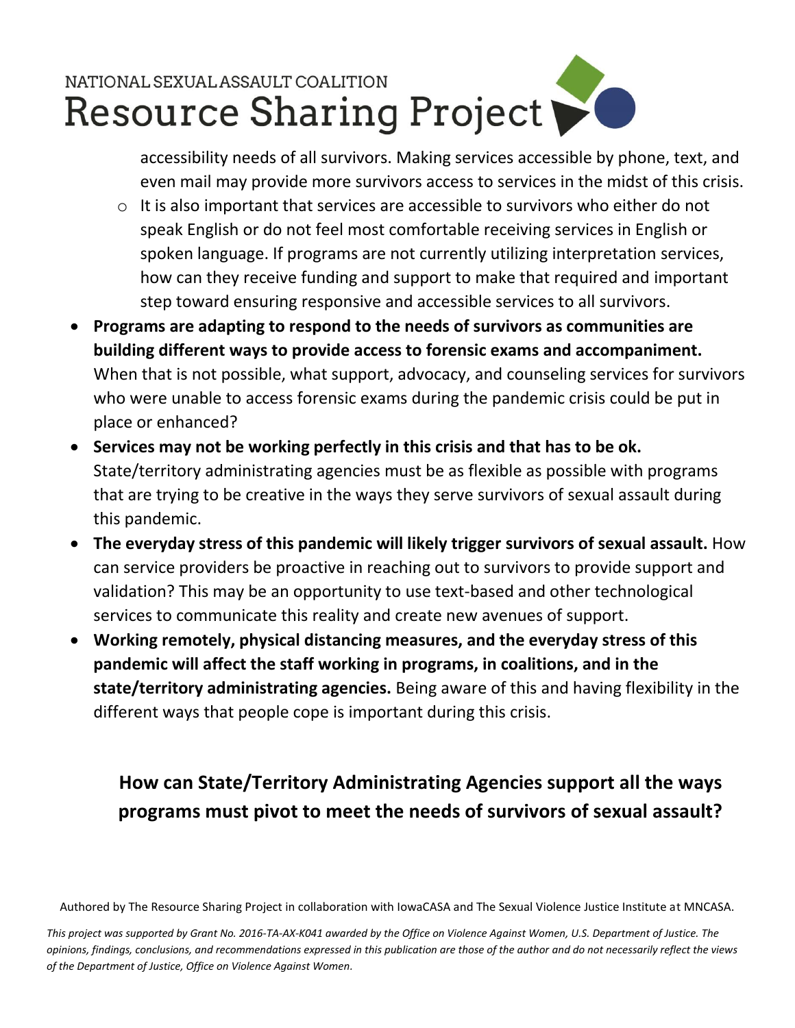accessibility needs of all survivors. Making services accessible by phone, text, and even mail may provide more survivors access to services in the midst of this crisis.

  - It is also important that services are accessible to survivors who either do not speak English or do not feel most comfortable receiving services in English or spoken language. If programs are not currently utilizing interpretation services, how can they receive funding and support to make that required and important step toward ensuring responsive and accessible services to all survivors.

- **Programs are adapting to respond to the needs of survivors as communities are building different ways to provide access to forensic exams and accompaniment.** When that is not possible, what support, advocacy, and counseling services for survivors who were unable to access forensic exams during the pandemic crisis could be put in place or enhanced?
- **Services may not be working perfectly in this crisis and that has to be ok.** State/territory administrating agencies must be as flexible as possible with programs that are trying to be creative in the ways they serve survivors of sexual assault during this pandemic.
- **The everyday stress of this pandemic will likely trigger survivors of sexual assault.** How can service providers be proactive in reaching out to survivors to provide support and validation? This may be an opportunity to use text-based and other technological services to communicate this reality and create new avenues of support.
- **Working remotely, physical distancing measures, and the everyday stress of this pandemic will affect the staff working in programs, in coalitions, and in the state/territory administrating agencies.** Being aware of this and having flexibility in the different ways that people cope is important during this crisis.

## How can State/Territory Administrating Agencies support all the ways programs must pivot to meet the needs of survivors of sexual assault?

Authored by The Resource Sharing Project in collaboration with IowaCASA and The Sexual Violence Justice Institute at MNCASA.

*This project was supported by Grant No. 2016-TA-AX-K041 awarded by the Office on Violence Against Women, U.S. Department of Justice. The opinions, findings, conclusions, and recommendations expressed in this publication are those of the author and do not necessarily reflect the views of the Department of Justice, Office on Violence Against Women.*